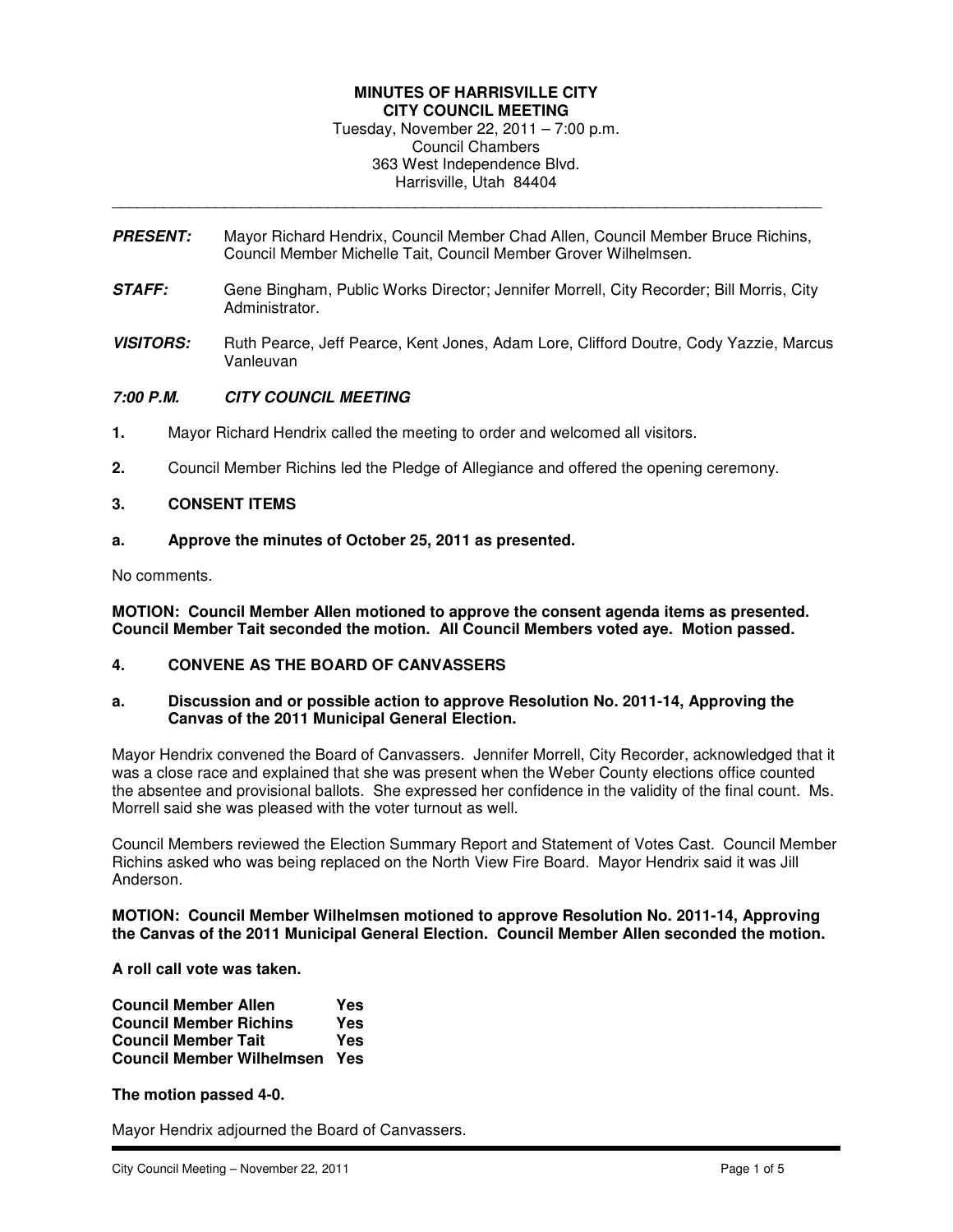**MINUTES OF HARRISVILLE CITY**
**CITY COUNCIL MEETING**
Tuesday, November 22, 2011 – 7:00 p.m.
Council Chambers
363 West Independence Blvd.
Harrisville, Utah 84404

---

***PRESENT:*** Mayor Richard Hendrix, Council Member Chad Allen, Council Member Bruce Richins, Council Member Michelle Tait, Council Member Grover Wilhelmsen.

***STAFF:*** Gene Bingham, Public Works Director; Jennifer Morrell, City Recorder; Bill Morris, City Administrator.

***VISITORS:*** Ruth Pearce, Jeff Pearce, Kent Jones, Adam Lore, Clifford Doutre, Cody Yazzie, Marcus Vanleuvan

***7:00 P.M. CITY COUNCIL MEETING***

**1.** Mayor Richard Hendrix called the meeting to order and welcomed all visitors.

**2.** Council Member Richins led the Pledge of Allegiance and offered the opening ceremony.

**3. CONSENT ITEMS**

**a. Approve the minutes of October 25, 2011 as presented.**

No comments.

**MOTION: Council Member Allen motioned to approve the consent agenda items as presented. Council Member Tait seconded the motion. All Council Members voted aye. Motion passed.**

**4. CONVENE AS THE BOARD OF CANVASSERS**

**a. Discussion and or possible action to approve Resolution No. 2011-14, Approving the Canvas of the 2011 Municipal General Election.**

Mayor Hendrix convened the Board of Canvassers. Jennifer Morrell, City Recorder, acknowledged that it was a close race and explained that she was present when the Weber County elections office counted the absentee and provisional ballots. She expressed her confidence in the validity of the final count. Ms. Morrell said she was pleased with the voter turnout as well.

Council Members reviewed the Election Summary Report and Statement of Votes Cast. Council Member Richins asked who was being replaced on the North View Fire Board. Mayor Hendrix said it was Jill Anderson.

**MOTION: Council Member Wilhelmsen motioned to approve Resolution No. 2011-14, Approving the Canvas of the 2011 Municipal General Election. Council Member Allen seconded the motion.**

**A roll call vote was taken.**

**Council Member Allen Yes**
**Council Member Richins Yes**
**Council Member Tait Yes**
**Council Member Wilhelmsen Yes**

**The motion passed 4-0.**

Mayor Hendrix adjourned the Board of Canvassers.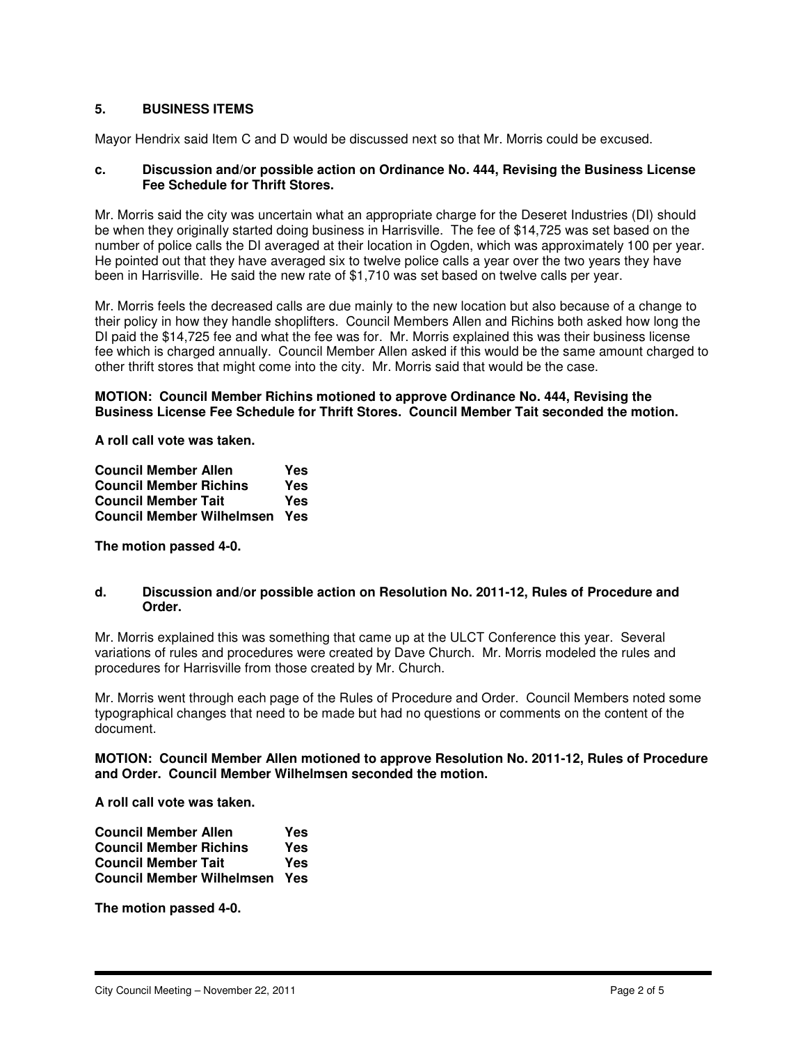## 5. BUSINESS ITEMS

Mayor Hendrix said Item C and D would be discussed next so that Mr. Morris could be excused.

### c. Discussion and/or possible action on Ordinance No. 444, Revising the Business License Fee Schedule for Thrift Stores.

Mr. Morris said the city was uncertain what an appropriate charge for the Deseret Industries (DI) should be when they originally started doing business in Harrisville. The fee of $14,725 was set based on the number of police calls the DI averaged at their location in Ogden, which was approximately 100 per year. He pointed out that they have averaged six to twelve police calls a year over the two years they have been in Harrisville. He said the new rate of $1,710 was set based on twelve calls per year.

Mr. Morris feels the decreased calls are due mainly to the new location but also because of a change to their policy in how they handle shoplifters. Council Members Allen and Richins both asked how long the DI paid the $14,725 fee and what the fee was for. Mr. Morris explained this was their business license fee which is charged annually. Council Member Allen asked if this would be the same amount charged to other thrift stores that might come into the city. Mr. Morris said that would be the case.

**MOTION: Council Member Richins motioned to approve Ordinance No. 444, Revising the Business License Fee Schedule for Thrift Stores. Council Member Tait seconded the motion.**

**A roll call vote was taken.**

| | |
|---|---|
| **Council Member Allen** | **Yes** |
| **Council Member Richins** | **Yes** |
| **Council Member Tait** | **Yes** |
| **Council Member Wilhelmsen** | **Yes** |

**The motion passed 4-0.**

### d. Discussion and/or possible action on Resolution No. 2011-12, Rules of Procedure and Order.

Mr. Morris explained this was something that came up at the ULCT Conference this year. Several variations of rules and procedures were created by Dave Church. Mr. Morris modeled the rules and procedures for Harrisville from those created by Mr. Church.

Mr. Morris went through each page of the Rules of Procedure and Order. Council Members noted some typographical changes that need to be made but had no questions or comments on the content of the document.

**MOTION: Council Member Allen motioned to approve Resolution No. 2011-12, Rules of Procedure and Order. Council Member Wilhelmsen seconded the motion.**

**A roll call vote was taken.**

| | |
|---|---|
| **Council Member Allen** | **Yes** |
| **Council Member Richins** | **Yes** |
| **Council Member Tait** | **Yes** |
| **Council Member Wilhelmsen** | **Yes** |

**The motion passed 4-0.**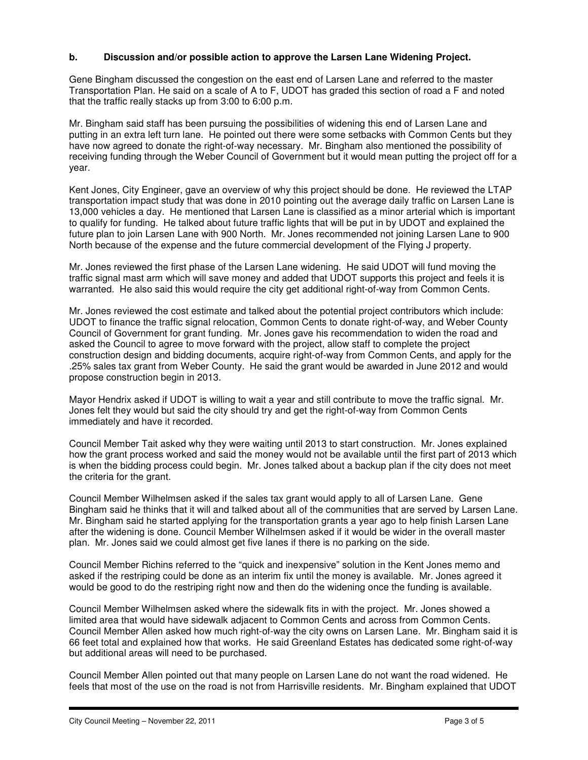**b. Discussion and/or possible action to approve the Larsen Lane Widening Project.**

Gene Bingham discussed the congestion on the east end of Larsen Lane and referred to the master Transportation Plan. He said on a scale of A to F, UDOT has graded this section of road a F and noted that the traffic really stacks up from 3:00 to 6:00 p.m.

Mr. Bingham said staff has been pursuing the possibilities of widening this end of Larsen Lane and putting in an extra left turn lane. He pointed out there were some setbacks with Common Cents but they have now agreed to donate the right-of-way necessary. Mr. Bingham also mentioned the possibility of receiving funding through the Weber Council of Government but it would mean putting the project off for a year.

Kent Jones, City Engineer, gave an overview of why this project should be done. He reviewed the LTAP transportation impact study that was done in 2010 pointing out the average daily traffic on Larsen Lane is 13,000 vehicles a day. He mentioned that Larsen Lane is classified as a minor arterial which is important to qualify for funding. He talked about future traffic lights that will be put in by UDOT and explained the future plan to join Larsen Lane with 900 North. Mr. Jones recommended not joining Larsen Lane to 900 North because of the expense and the future commercial development of the Flying J property.

Mr. Jones reviewed the first phase of the Larsen Lane widening. He said UDOT will fund moving the traffic signal mast arm which will save money and added that UDOT supports this project and feels it is warranted. He also said this would require the city get additional right-of-way from Common Cents.

Mr. Jones reviewed the cost estimate and talked about the potential project contributors which include: UDOT to finance the traffic signal relocation, Common Cents to donate right-of-way, and Weber County Council of Government for grant funding. Mr. Jones gave his recommendation to widen the road and asked the Council to agree to move forward with the project, allow staff to complete the project construction design and bidding documents, acquire right-of-way from Common Cents, and apply for the .25% sales tax grant from Weber County. He said the grant would be awarded in June 2012 and would propose construction begin in 2013.

Mayor Hendrix asked if UDOT is willing to wait a year and still contribute to move the traffic signal. Mr. Jones felt they would but said the city should try and get the right-of-way from Common Cents immediately and have it recorded.

Council Member Tait asked why they were waiting until 2013 to start construction. Mr. Jones explained how the grant process worked and said the money would not be available until the first part of 2013 which is when the bidding process could begin. Mr. Jones talked about a backup plan if the city does not meet the criteria for the grant.

Council Member Wilhelmsen asked if the sales tax grant would apply to all of Larsen Lane. Gene Bingham said he thinks that it will and talked about all of the communities that are served by Larsen Lane. Mr. Bingham said he started applying for the transportation grants a year ago to help finish Larsen Lane after the widening is done. Council Member Wilhelmsen asked if it would be wider in the overall master plan. Mr. Jones said we could almost get five lanes if there is no parking on the side.

Council Member Richins referred to the "quick and inexpensive" solution in the Kent Jones memo and asked if the restriping could be done as an interim fix until the money is available. Mr. Jones agreed it would be good to do the restriping right now and then do the widening once the funding is available.

Council Member Wilhelmsen asked where the sidewalk fits in with the project. Mr. Jones showed a limited area that would have sidewalk adjacent to Common Cents and across from Common Cents. Council Member Allen asked how much right-of-way the city owns on Larsen Lane. Mr. Bingham said it is 66 feet total and explained how that works. He said Greenland Estates has dedicated some right-of-way but additional areas will need to be purchased.

Council Member Allen pointed out that many people on Larsen Lane do not want the road widened. He feels that most of the use on the road is not from Harrisville residents. Mr. Bingham explained that UDOT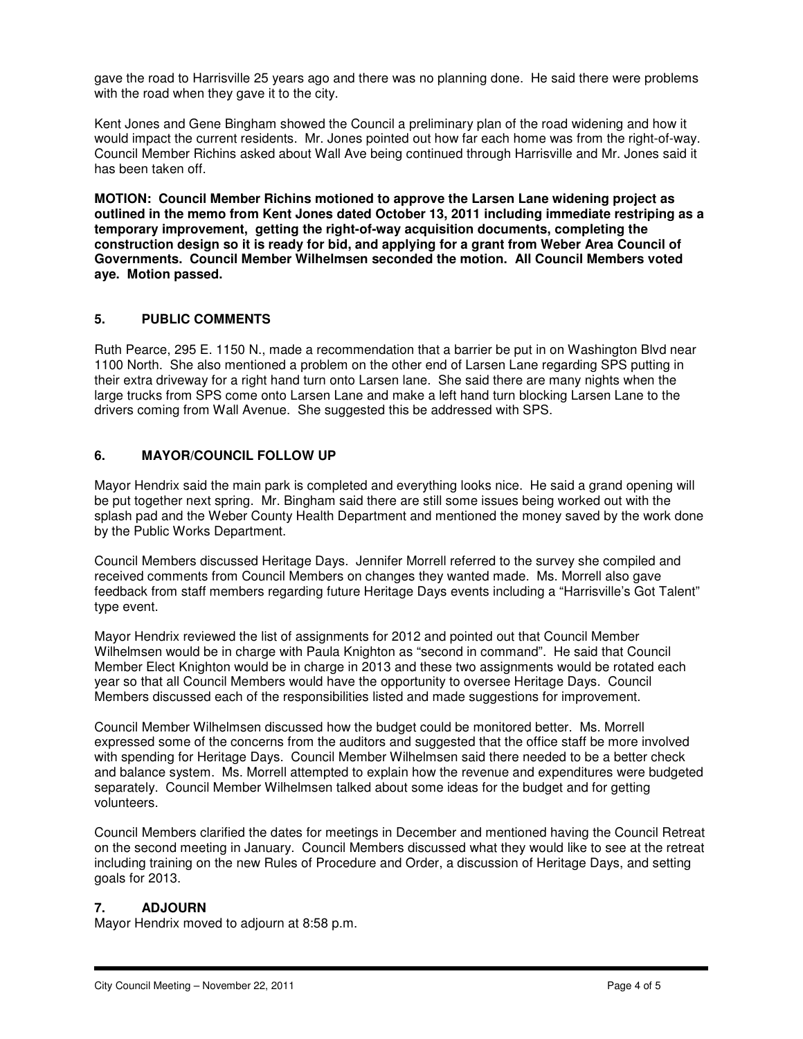gave the road to Harrisville 25 years ago and there was no planning done. He said there were problems with the road when they gave it to the city.

Kent Jones and Gene Bingham showed the Council a preliminary plan of the road widening and how it would impact the current residents. Mr. Jones pointed out how far each home was from the right-of-way. Council Member Richins asked about Wall Ave being continued through Harrisville and Mr. Jones said it has been taken off.

**MOTION: Council Member Richins motioned to approve the Larsen Lane widening project as outlined in the memo from Kent Jones dated October 13, 2011 including immediate restriping as a temporary improvement, getting the right-of-way acquisition documents, completing the construction design so it is ready for bid, and applying for a grant from Weber Area Council of Governments. Council Member Wilhelmsen seconded the motion. All Council Members voted aye. Motion passed.**

## 5. PUBLIC COMMENTS

Ruth Pearce, 295 E. 1150 N., made a recommendation that a barrier be put in on Washington Blvd near 1100 North. She also mentioned a problem on the other end of Larsen Lane regarding SPS putting in their extra driveway for a right hand turn onto Larsen lane. She said there are many nights when the large trucks from SPS come onto Larsen Lane and make a left hand turn blocking Larsen Lane to the drivers coming from Wall Avenue. She suggested this be addressed with SPS.

## 6. MAYOR/COUNCIL FOLLOW UP

Mayor Hendrix said the main park is completed and everything looks nice. He said a grand opening will be put together next spring. Mr. Bingham said there are still some issues being worked out with the splash pad and the Weber County Health Department and mentioned the money saved by the work done by the Public Works Department.

Council Members discussed Heritage Days. Jennifer Morrell referred to the survey she compiled and received comments from Council Members on changes they wanted made. Ms. Morrell also gave feedback from staff members regarding future Heritage Days events including a "Harrisville's Got Talent" type event.

Mayor Hendrix reviewed the list of assignments for 2012 and pointed out that Council Member Wilhelmsen would be in charge with Paula Knighton as "second in command". He said that Council Member Elect Knighton would be in charge in 2013 and these two assignments would be rotated each year so that all Council Members would have the opportunity to oversee Heritage Days. Council Members discussed each of the responsibilities listed and made suggestions for improvement.

Council Member Wilhelmsen discussed how the budget could be monitored better. Ms. Morrell expressed some of the concerns from the auditors and suggested that the office staff be more involved with spending for Heritage Days. Council Member Wilhelmsen said there needed to be a better check and balance system. Ms. Morrell attempted to explain how the revenue and expenditures were budgeted separately. Council Member Wilhelmsen talked about some ideas for the budget and for getting volunteers.

Council Members clarified the dates for meetings in December and mentioned having the Council Retreat on the second meeting in January. Council Members discussed what they would like to see at the retreat including training on the new Rules of Procedure and Order, a discussion of Heritage Days, and setting goals for 2013.

## 7. ADJOURN

Mayor Hendrix moved to adjourn at 8:58 p.m.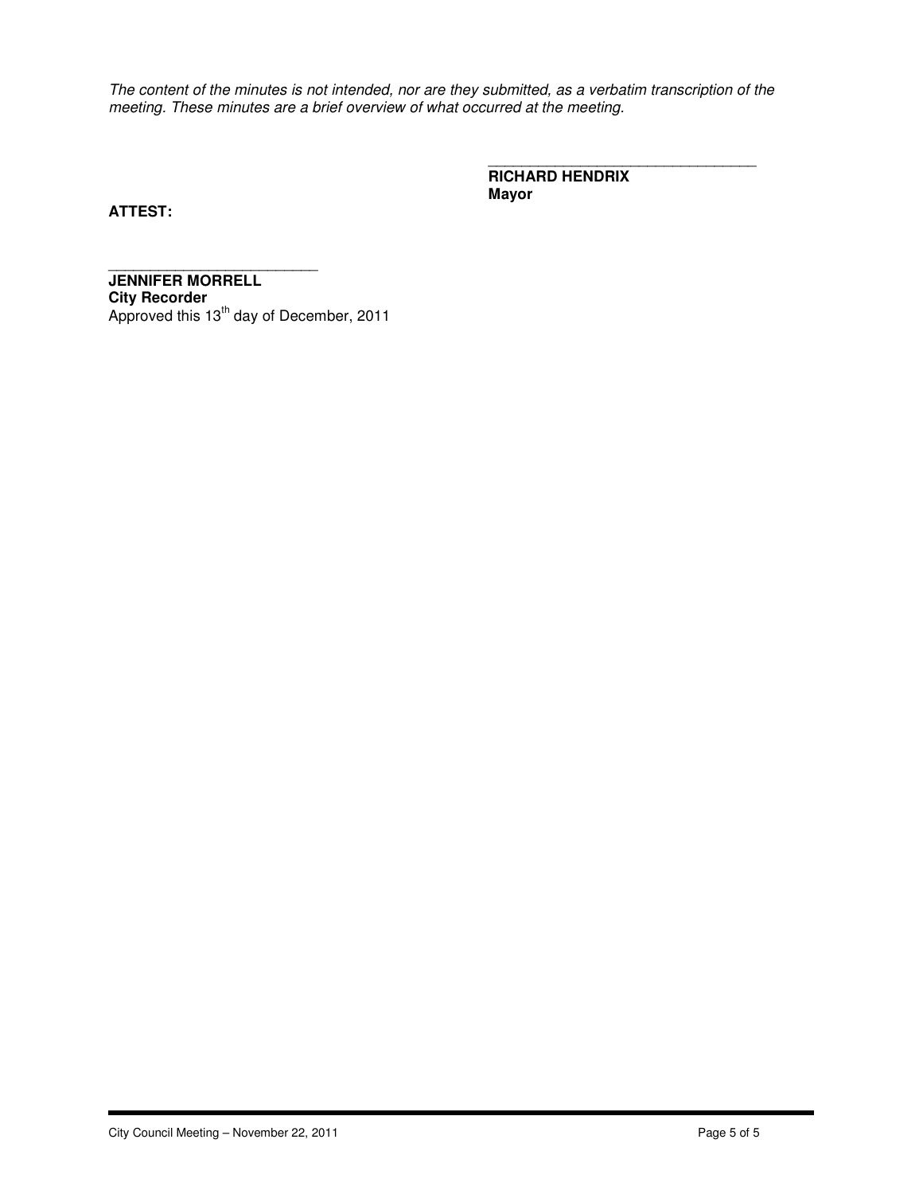*The content of the minutes is not intended, nor are they submitted, as a verbatim transcription of the meeting. These minutes are a brief overview of what occurred at the meeting.*

\_\_\_\_\_\_\_\_\_\_\_\_\_\_\_\_\_\_\_\_\_\_\_\_\_\_\_\_\_\_\_\_\_\_
**RICHARD HENDRIX**
**Mayor**

**ATTEST:**

\_\_\_\_\_\_\_\_\_\_\_\_\_\_\_\_\_\_\_\_\_\_\_\_\_\_\_
**JENNIFER MORRELL**
**City Recorder**
Approved this 13th day of December, 2011